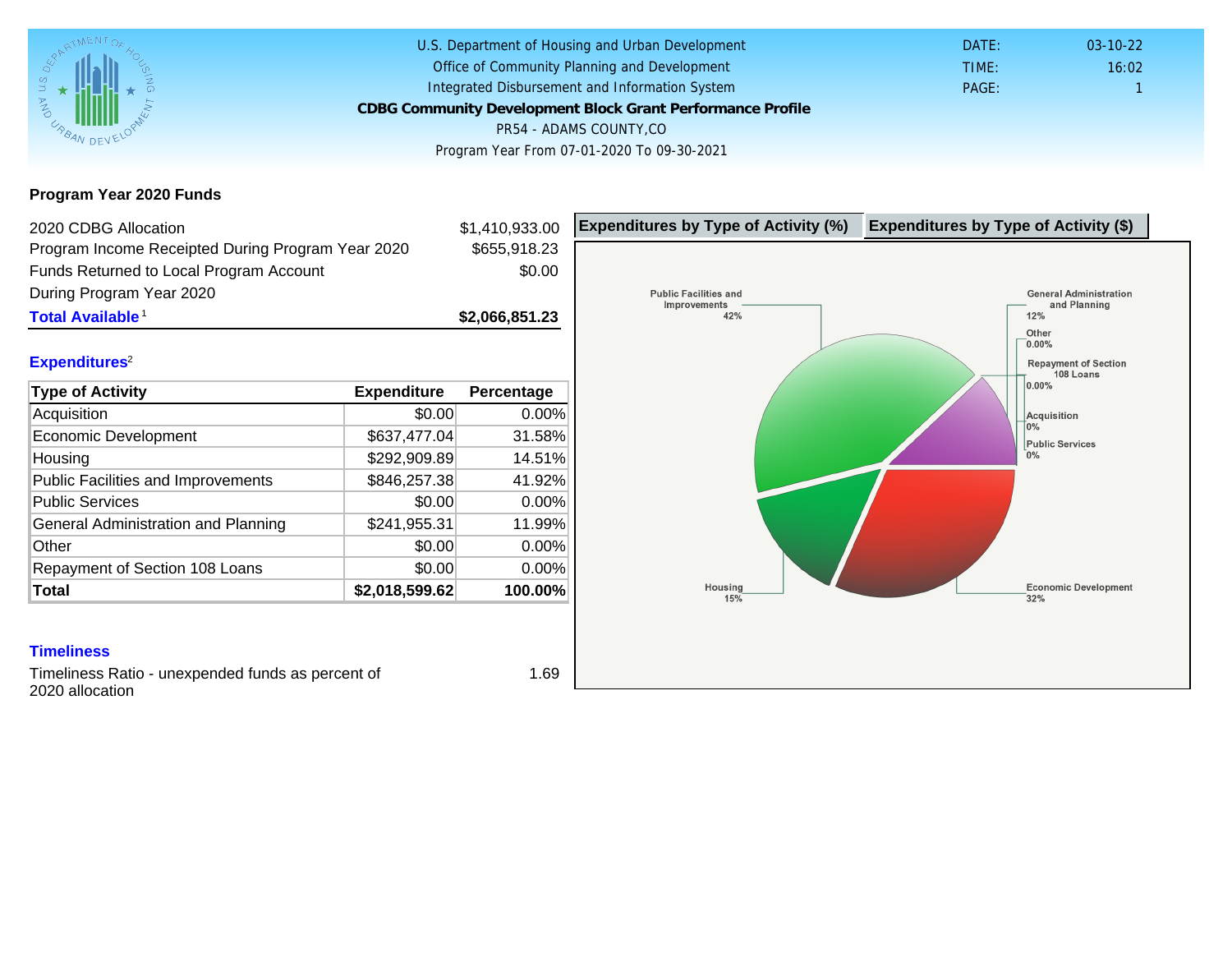U.S. Department of Housing and Urban Development
Office of Community Planning and Development
Integrated Disbursement and Information System

**CDBG Community Development Block Grant Performance Profile**

PR54 - ADAMS COUNTY,CO

Program Year From 07-01-2020 To 09-30-2021

DATE: 03-10-22
TIME: 16:02
PAGE: 1

## Program Year 2020 Funds

| | |
|---|---|
| 2020 CDBG Allocation | $1,410,933.00 |
| Program Income Receipted During Program Year 2020 | $655,918.23 |
| Funds Returned to Local Program Account During Program Year 2020 | $0.00 |
| **Total Available**[1] | **$2,066,851.23** |

## Expenditures[2]

| Type of Activity | Expenditure | Percentage |
|---|---|---|
| Acquisition | $0.00 | 0.00% |
| Economic Development | $637,477.04 | 31.58% |
| Housing | $292,909.89 | 14.51% |
| Public Facilities and Improvements | $846,257.38 | 41.92% |
| Public Services | $0.00 | 0.00% |
| General Administration and Planning | $241,955.31 | 11.99% |
| Other | $0.00 | 0.00% |
| Repayment of Section 108 Loans | $0.00 | 0.00% |
| **Total** | **$2,018,599.62** | **100.00%** |

**Expenditures by Type of Activity (%)** | **Expenditures by Type of Activity ($)**

Public Facilities and Improvements 42%
General Administration and Planning 12%
Other 0.00%
Repayment of Section 108 Loans 0.00%
Acquisition 0%
Public Services 0%
Housing 15%
Economic Development 32%

## Timeliness

Timeliness Ratio - unexpended funds as percent of 2020 allocation: 1.69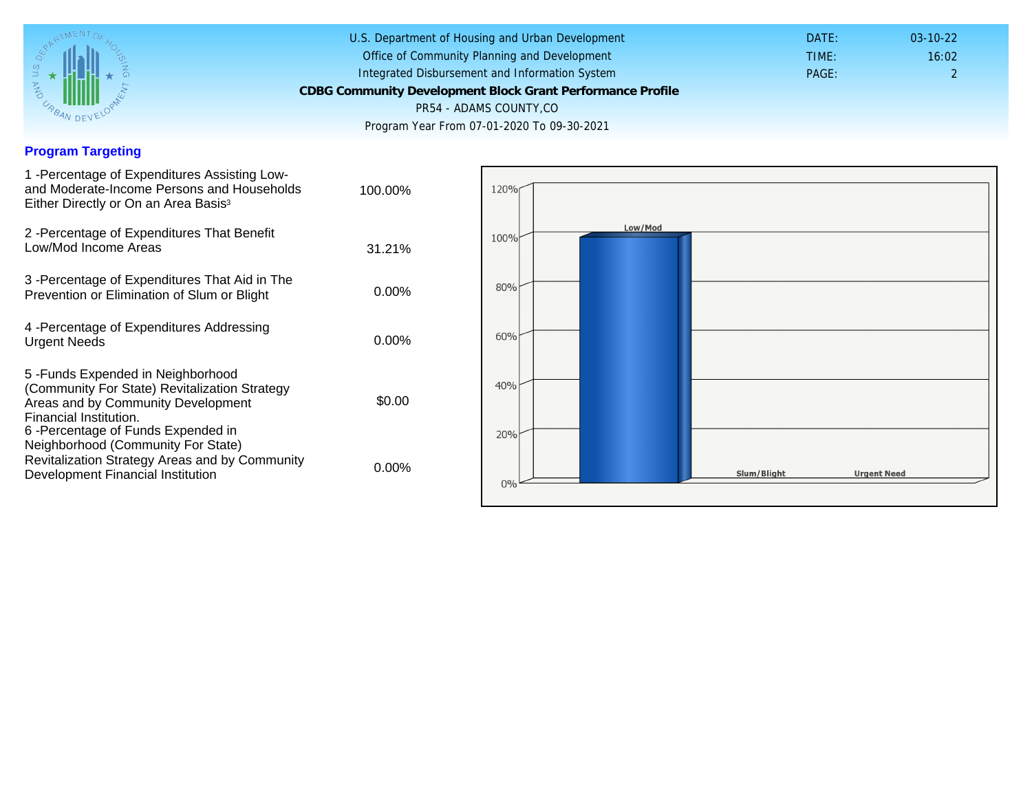U.S. Department of Housing and Urban Development
Office of Community Planning and Development
Integrated Disbursement and Information System
**CDBG Community Development Block Grant Performance Profile**
PR54 - ADAMS COUNTY,CO
Program Year From 07-01-2020 To 09-30-2021

DATE: 03-10-22
TIME: 16:02
PAGE: 2

## Program Targeting

| | |
|---|---|
| 1 -Percentage of Expenditures Assisting Low- and Moderate-Income Persons and Households Either Directly or On an Area Basis[3] | 100.00% |
| 2 -Percentage of Expenditures That Benefit Low/Mod Income Areas | 31.21% |
| 3 -Percentage of Expenditures That Aid in The Prevention or Elimination of Slum or Blight | 0.00% |
| 4 -Percentage of Expenditures Addressing Urgent Needs | 0.00% |
| 5 -Funds Expended in Neighborhood (Community For State) Revitalization Strategy Areas and by Community Development Financial Institution. | $0.00 |
| 6 -Percentage of Funds Expended in Neighborhood (Community For State) Revitalization Strategy Areas and by Community Development Financial Institution | 0.00% |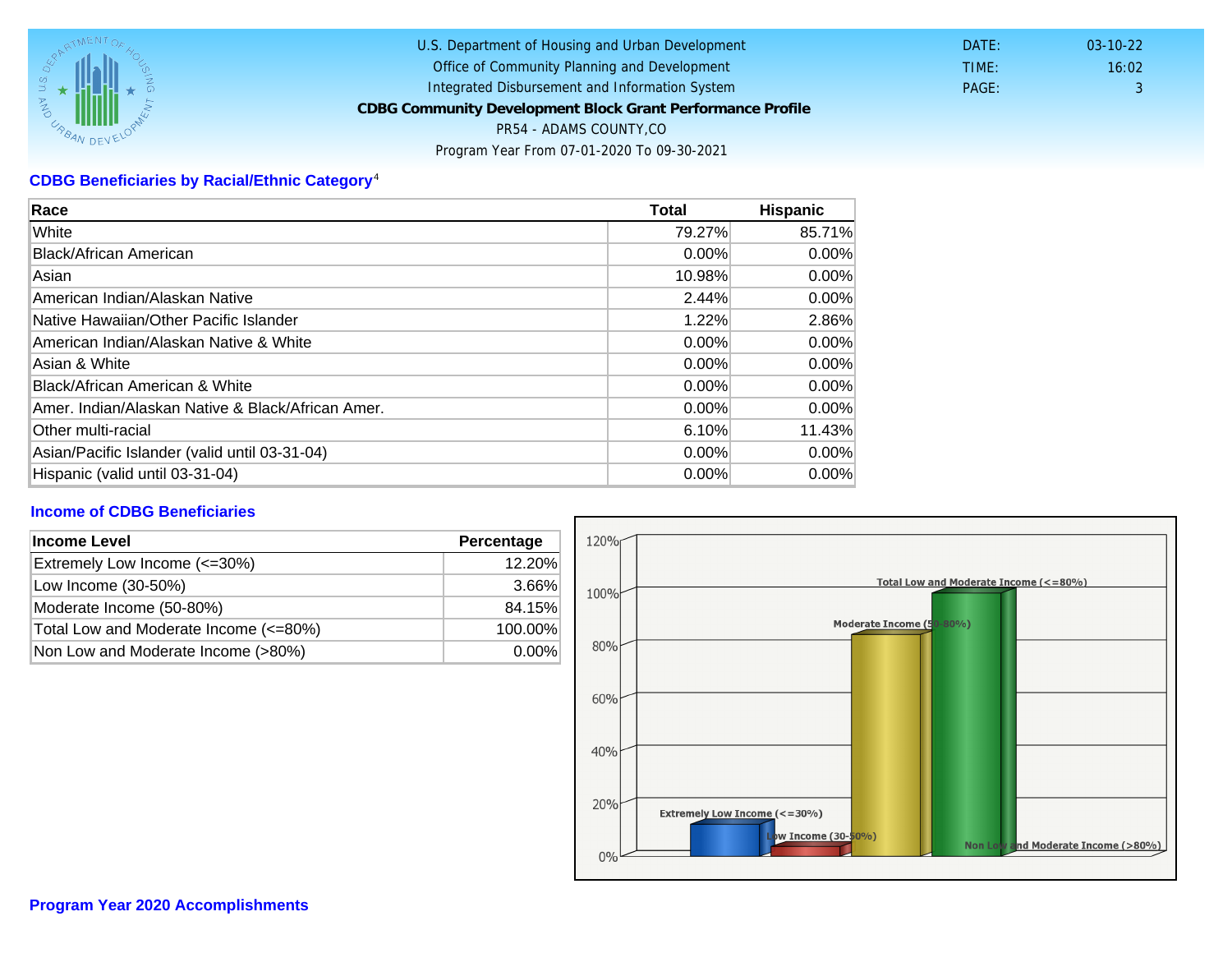U.S. Department of Housing and Urban Development
Office of Community Planning and Development
Integrated Disbursement and Information System

**CDBG Community Development Block Grant Performance Profile**

PR54 - ADAMS COUNTY,CO

Program Year From 07-01-2020 To 09-30-2021

DATE: 03-10-22
TIME: 16:02
PAGE: 3

## CDBG Beneficiaries by Racial/Ethnic Category[4]

| Race | Total | Hispanic |
|---|---|---|
| White | 79.27% | 85.71% |
| Black/African American | 0.00% | 0.00% |
| Asian | 10.98% | 0.00% |
| American Indian/Alaskan Native | 2.44% | 0.00% |
| Native Hawaiian/Other Pacific Islander | 1.22% | 2.86% |
| American Indian/Alaskan Native & White | 0.00% | 0.00% |
| Asian & White | 0.00% | 0.00% |
| Black/African American & White | 0.00% | 0.00% |
| Amer. Indian/Alaskan Native & Black/African Amer. | 0.00% | 0.00% |
| Other multi-racial | 6.10% | 11.43% |
| Asian/Pacific Islander (valid until 03-31-04) | 0.00% | 0.00% |
| Hispanic (valid until 03-31-04) | 0.00% | 0.00% |

## Income of CDBG Beneficiaries

| Income Level | Percentage |
|---|---|
| Extremely Low Income (<=30%) | 12.20% |
| Low Income (30-50%) | 3.66% |
| Moderate Income (50-80%) | 84.15% |
| Total Low and Moderate Income (<=80%) | 100.00% |
| Non Low and Moderate Income (>80%) | 0.00% |

## Program Year 2020 Accomplishments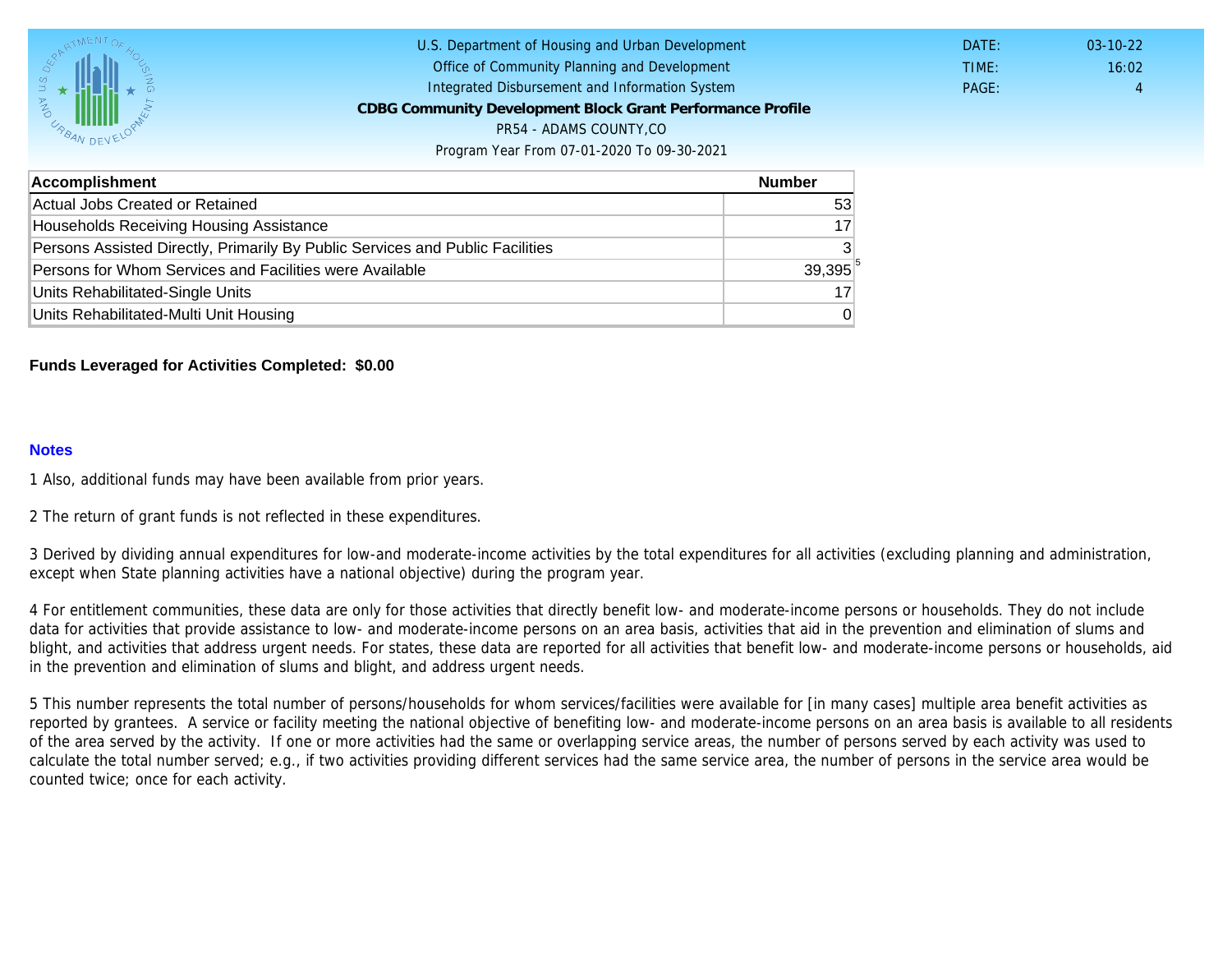U.S. Department of Housing and Urban Development
Office of Community Planning and Development
Integrated Disbursement and Information System
**CDBG Community Development Block Grant Performance Profile**
PR54 - ADAMS COUNTY,CO
Program Year From 07-01-2020 To 09-30-2021

DATE: 03-10-22
TIME: 16:02

| Accomplishment | Number |
|---|---|
| Actual Jobs Created or Retained | 53 |
| Households Receiving Housing Assistance | 17 |
| Persons Assisted Directly, Primarily By Public Services and Public Facilities | 3 |
| Persons for Whom Services and Facilities were Available | 39,395 [5] |
| Units Rehabilitated-Single Units | 17 |
| Units Rehabilitated-Multi Unit Housing | 0 |

**Funds Leveraged for Activities Completed: $0.00**

## Notes

1 Also, additional funds may have been available from prior years.

2 The return of grant funds is not reflected in these expenditures.

3 Derived by dividing annual expenditures for low-and moderate-income activities by the total expenditures for all activities (excluding planning and administration, except when State planning activities have a national objective) during the program year.

4 For entitlement communities, these data are only for those activities that directly benefit low- and moderate-income persons or households. They do not include data for activities that provide assistance to low- and moderate-income persons on an area basis, activities that aid in the prevention and elimination of slums and blight, and activities that address urgent needs. For states, these data are reported for all activities that benefit low- and moderate-income persons or households, aid in the prevention and elimination of slums and blight, and address urgent needs.

5 This number represents the total number of persons/households for whom services/facilities were available for [in many cases] multiple area benefit activities as reported by grantees. A service or facility meeting the national objective of benefiting low- and moderate-income persons on an area basis is available to all residents of the area served by the activity. If one or more activities had the same or overlapping service areas, the number of persons served by each activity was used to calculate the total number served; e.g., if two activities providing different services had the same service area, the number of persons in the service area would be counted twice; once for each activity.